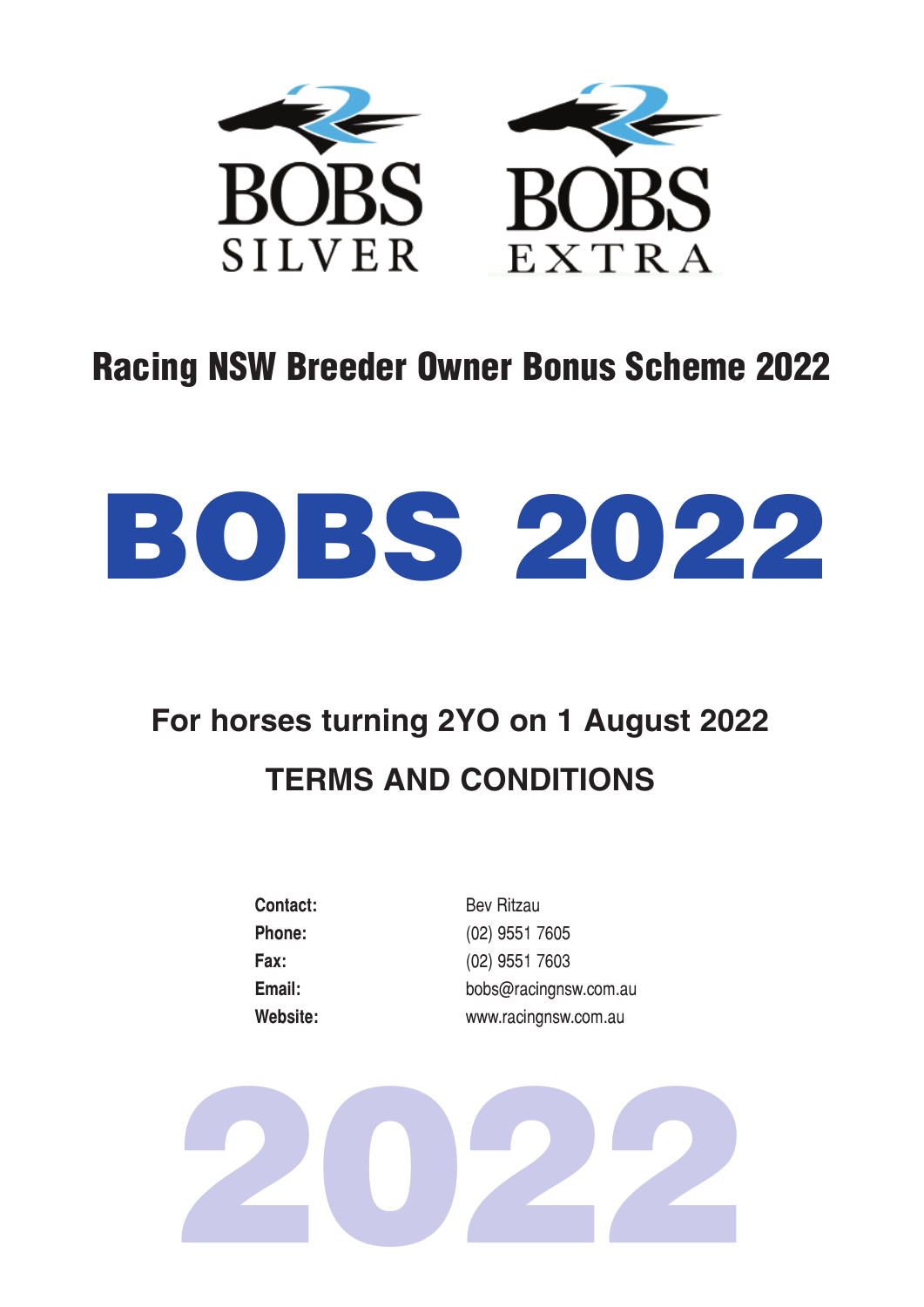BOBS SILVER

BOBS EXTRA

## Racing NSW Breeder Owner Bonus Scheme 2022

# BOBS 2022

### For horses turning 2YO on 1 August 2022

### TERMS AND CONDITIONS

| | |
|---|---|
| **Contact:** | Bev Ritzau |
| **Phone:** | (02) 9551 7605 |
| **Fax:** | (02) 9551 7603 |
| **Email:** | bobs@racingnsw.com.au |
| **Website:** | www.racingnsw.com.au |

2022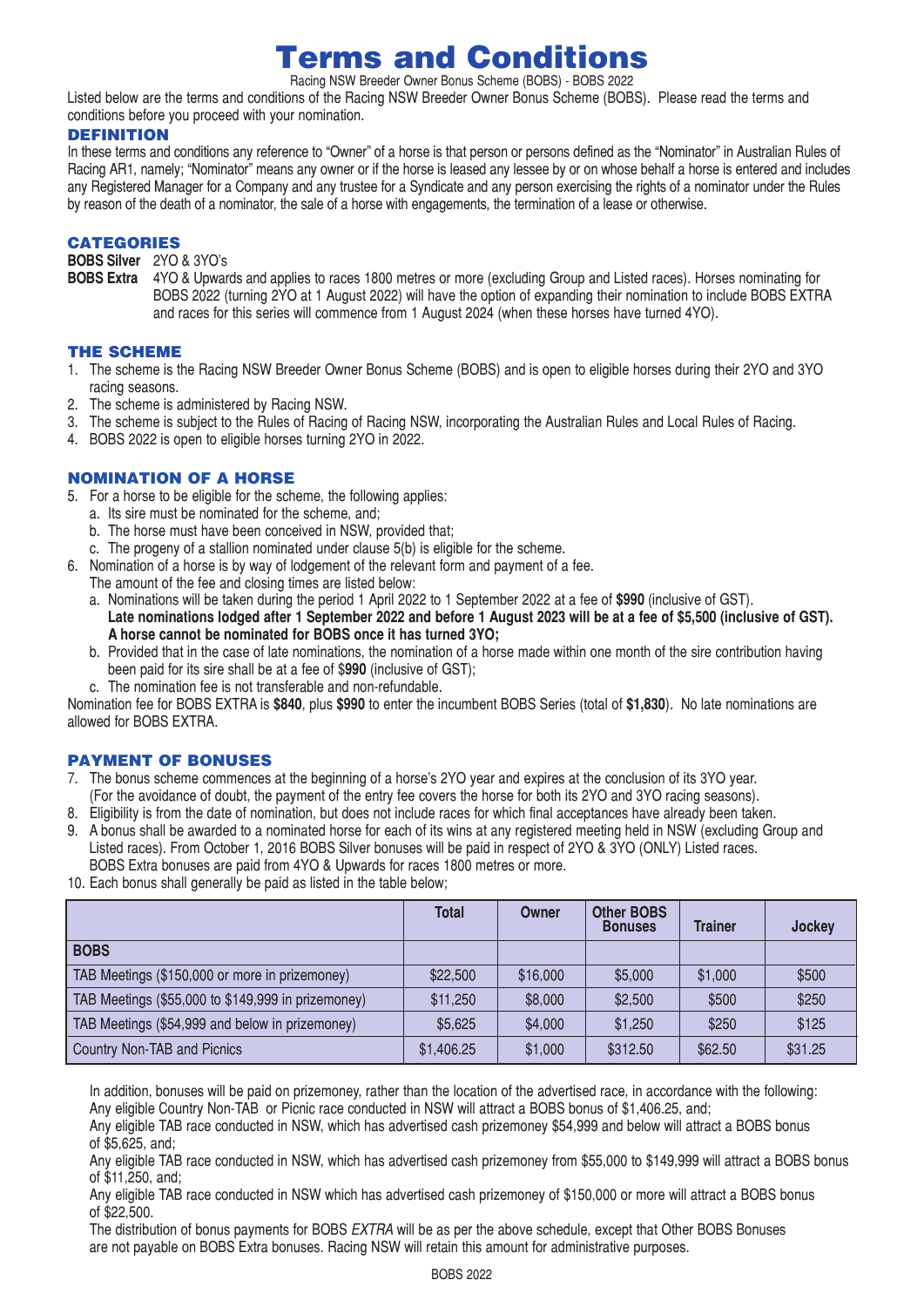# Terms and Conditions

Racing NSW Breeder Owner Bonus Scheme (BOBS) - BOBS 2022

Listed below are the terms and conditions of the Racing NSW Breeder Owner Bonus Scheme (BOBS). Please read the terms and conditions before you proceed with your nomination.

## DEFINITION

In these terms and conditions any reference to "Owner" of a horse is that person or persons defined as the "Nominator" in Australian Rules of Racing AR1, namely; "Nominator" means any owner or if the horse is leased any lessee by or on whose behalf a horse is entered and includes any Registered Manager for a Company and any trustee for a Syndicate and any person exercising the rights of a nominator under the Rules by reason of the death of a nominator, the sale of a horse with engagements, the termination of a lease or otherwise.

## CATEGORIES

**BOBS Silver** 2YO & 3YO's

**BOBS Extra** 4YO & Upwards and applies to races 1800 metres or more (excluding Group and Listed races). Horses nominating for BOBS 2022 (turning 2YO at 1 August 2022) will have the option of expanding their nomination to include BOBS EXTRA and races for this series will commence from 1 August 2024 (when these horses have turned 4YO).

## THE SCHEME

1. The scheme is the Racing NSW Breeder Owner Bonus Scheme (BOBS) and is open to eligible horses during their 2YO and 3YO racing seasons.
2. The scheme is administered by Racing NSW.
3. The scheme is subject to the Rules of Racing of Racing NSW, incorporating the Australian Rules and Local Rules of Racing.
4. BOBS 2022 is open to eligible horses turning 2YO in 2022.

## NOMINATION OF A HORSE

5. For a horse to be eligible for the scheme, the following applies:
   a. Its sire must be nominated for the scheme, and;
   b. The horse must have been conceived in NSW, provided that;
   c. The progeny of a stallion nominated under clause 5(b) is eligible for the scheme.
6. Nomination of a horse is by way of lodgement of the relevant form and payment of a fee.
   The amount of the fee and closing times are listed below:
   a. Nominations will be taken during the period 1 April 2022 to 1 September 2022 at a fee of **$990** (inclusive of GST).
      **Late nominations lodged after 1 September 2022 and before 1 August 2023 will be at a fee of $5,500 (inclusive of GST). A horse cannot be nominated for BOBS once it has turned 3YO;**
   b. Provided that in the case of late nominations, the nomination of a horse made within one month of the sire contribution having been paid for its sire shall be at a fee of $**990** (inclusive of GST);
   c. The nomination fee is not transferable and non-refundable.

Nomination fee for BOBS EXTRA is **$840**, plus **$990** to enter the incumbent BOBS Series (total of **$1,830**). No late nominations are allowed for BOBS EXTRA.

## PAYMENT OF BONUSES

7. The bonus scheme commences at the beginning of a horse's 2YO year and expires at the conclusion of its 3YO year.
   (For the avoidance of doubt, the payment of the entry fee covers the horse for both its 2YO and 3YO racing seasons).
8. Eligibility is from the date of nomination, but does not include races for which final acceptances have already been taken.
9. A bonus shall be awarded to a nominated horse for each of its wins at any registered meeting held in NSW (excluding Group and Listed races). From October 1, 2016 BOBS Silver bonuses will be paid in respect of 2YO & 3YO (ONLY) Listed races.
   BOBS Extra bonuses are paid from 4YO & Upwards for races 1800 metres or more.
10. Each bonus shall generally be paid as listed in the table below;

| | Total | Owner | Other BOBS Bonuses | Trainer | Jockey |
|---|---|---|---|---|---|
| **BOBS** | | | | | |
| TAB Meetings ($150,000 or more in prizemoney) | $22,500 | $16,000 | $5,000 | $1,000 | $500 |
| TAB Meetings ($55,000 to $149,999 in prizemoney) | $11,250 | $8,000 | $2,500 | $500 | $250 |
| TAB Meetings ($54,999 and below in prizemoney) | $5,625 | $4,000 | $1,250 | $250 | $125 |
| Country Non-TAB and Picnics | $1,406.25 | $1,000 | $312.50 | $62.50 | $31.25 |

In addition, bonuses will be paid on prizemoney, rather than the location of the advertised race, in accordance with the following:
Any eligible Country Non-TAB or Picnic race conducted in NSW will attract a BOBS bonus of $1,406.25, and;
Any eligible TAB race conducted in NSW, which has advertised cash prizemoney $54,999 and below will attract a BOBS bonus of $5,625, and;
Any eligible TAB race conducted in NSW, which has advertised cash prizemoney from $55,000 to $149,999 will attract a BOBS bonus of $11,250, and;
Any eligible TAB race conducted in NSW which has advertised cash prizemoney of $150,000 or more will attract a BOBS bonus of $22,500.
The distribution of bonus payments for BOBS *EXTRA* will be as per the above schedule, except that Other BOBS Bonuses are not payable on BOBS Extra bonuses. Racing NSW will retain this amount for administrative purposes.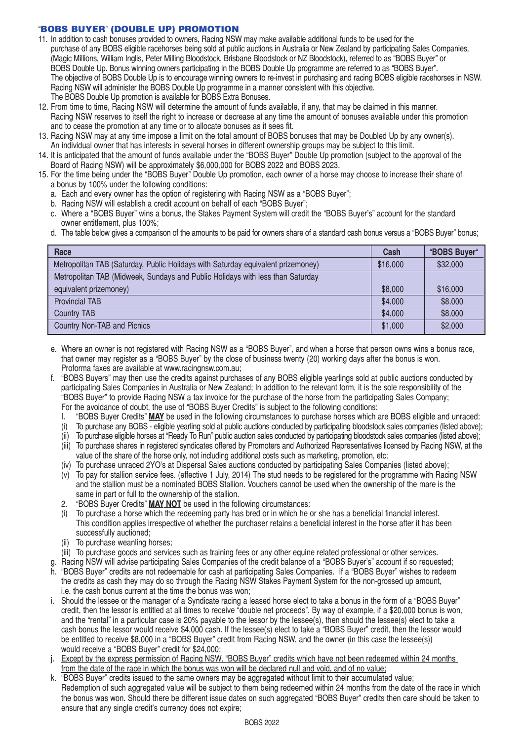## "BOBS BUYER" (DOUBLE UP) PROMOTION

11. In addition to cash bonuses provided to owners, Racing NSW may make available additional funds to be used for the purchase of any BOBS eligible racehorses being sold at public auctions in Australia or New Zealand by participating Sales Companies, (Magic Millions, William Inglis, Peter Milling Bloodstock, Brisbane Bloodstock or NZ Bloodstock), referred to as "BOBS Buyer" or BOBS Double Up. Bonus winning owners participating in the BOBS Double Up programme are referred to as "BOBS Buyer". The objective of BOBS Double Up is to encourage winning owners to re-invest in purchasing and racing BOBS eligible racehorses in NSW. Racing NSW will administer the BOBS Double Up programme in a manner consistent with this objective. The BOBS Double Up promotion is available for BOBS Extra Bonuses.
12. From time to time, Racing NSW will determine the amount of funds available, if any, that may be claimed in this manner. Racing NSW reserves to itself the right to increase or decrease at any time the amount of bonuses available under this promotion and to cease the promotion at any time or to allocate bonuses as it sees fit.
13. Racing NSW may at any time impose a limit on the total amount of BOBS bonuses that may be Doubled Up by any owner(s). An individual owner that has interests in several horses in different ownership groups may be subject to this limit.
14. It is anticipated that the amount of funds available under the "BOBS Buyer" Double Up promotion (subject to the approval of the Board of Racing NSW) will be approximately $6,000,000 for BOBS 2022 and BOBS 2023.
15. For the time being under the "BOBS Buyer" Double Up promotion, each owner of a horse may choose to increase their share of a bonus by 100% under the following conditions:
    a. Each and every owner has the option of registering with Racing NSW as a "BOBS Buyer";
    b. Racing NSW will establish a credit account on behalf of each "BOBS Buyer";
    c. Where a "BOBS Buyer" wins a bonus, the Stakes Payment System will credit the "BOBS Buyer's" account for the standard owner entitlement, plus 100%;
    d. The table below gives a comparison of the amounts to be paid for owners share of a standard cash bonus versus a "BOBS Buyer" bonus;

| Race | Cash | "BOBS Buyer" |
|---|---|---|
| Metropolitan TAB (Saturday, Public Holidays with Saturday equivalent prizemoney) | $16,000 | $32,000 |
| Metropolitan TAB (Midweek, Sundays and Public Holidays with less than Saturday equivalent prizemoney) | $8,000 | $16,000 |
| Provincial TAB | $4,000 | $8,000 |
| Country TAB | $4,000 | $8,000 |
| Country Non-TAB and Picnics | $1,000 | $2,000 |

    e. Where an owner is not registered with Racing NSW as a "BOBS Buyer", and when a horse that person owns wins a bonus race, that owner may register as a "BOBS Buyer" by the close of business twenty (20) working days after the bonus is won. Proforma faxes are available at www.racingnsw.com.au;
    f. "BOBS Buyers" may then use the credits against purchases of any BOBS eligible yearlings sold at public auctions conducted by participating Sales Companies in Australia or New Zealand; In addition to the relevant form, it is the sole responsibility of the "BOBS Buyer" to provide Racing NSW a tax invoice for the purchase of the horse from the participating Sales Company; For the avoidance of doubt, the use of "BOBS Buyer Credits" is subject to the following conditions:
       1. "BOBS Buyer Credits" **MAY** be used in the following circumstances to purchase horses which are BOBS eligible and unraced:
          (i) To purchase any BOBS - eligible yearling sold at public auctions conducted by participating bloodstock sales companies (listed above);
          (ii) To purchase eligible horses at "Ready To Run" public auction sales conducted by participating bloodstock sales companies (listed above);
          (iii) To purchase shares in registered syndicates offered by Promoters and Authorized Representatives licensed by Racing NSW, at the value of the share of the horse only, not including additional costs such as marketing, promotion, etc;
          (iv) To purchase unraced 2YO's at Dispersal Sales auctions conducted by participating Sales Companies (listed above);
          (v) To pay for stallion service fees. (effective 1 July, 2014) The stud needs to be registered for the programme with Racing NSW and the stallion must be a nominated BOBS Stallion. Vouchers cannot be used when the ownership of the mare is the same in part or full to the ownership of the stallion.
       2. "BOBS Buyer Credits" **MAY NOT** be used in the following circumstances:
          (i) To purchase a horse which the redeeming party has bred or in which he or she has a beneficial financial interest. This condition applies irrespective of whether the purchaser retains a beneficial interest in the horse after it has been successfully auctioned;
          (ii) To purchase weanling horses;
          (iii) To purchase goods and services such as training fees or any other equine related professional or other services.
    g. Racing NSW will advise participating Sales Companies of the credit balance of a "BOBS Buyer's" account if so requested;
    h. "BOBS Buyer" credits are not redeemable for cash at participating Sales Companies. If a "BOBS Buyer" wishes to redeem the credits as cash they may do so through the Racing NSW Stakes Payment System for the non-grossed up amount, i.e. the cash bonus current at the time the bonus was won;
    i. Should the lessee or the manager of a Syndicate racing a leased horse elect to take a bonus in the form of a "BOBS Buyer" credit, then the lessor is entitled at all times to receive "double net proceeds". By way of example, if a $20,000 bonus is won, and the "rental" in a particular case is 20% payable to the lessor by the lessee(s), then should the lessee(s) elect to take a cash bonus the lessor would receive $4,000 cash. If the lessee(s) elect to take a "BOBS Buyer" credit, then the lessor would be entitled to receive $8,000 in a "BOBS Buyer" credit from Racing NSW, and the owner (in this case the lessee(s)) would receive a "BOBS Buyer" credit for $24,000;
    j. <u>Except by the express permission of Racing NSW, "BOBS Buyer" credits which have not been redeemed within 24 months from the date of the race in which the bonus was won will be declared null and void, and of no value;</u>
    k. "BOBS Buyer" credits issued to the same owners may be aggregated without limit to their accumulated value; Redemption of such aggregated value will be subject to them being redeemed within 24 months from the date of the race in which the bonus was won. Should there be different issue dates on such aggregated "BOBS Buyer" credits then care should be taken to ensure that any single credit's currency does not expire;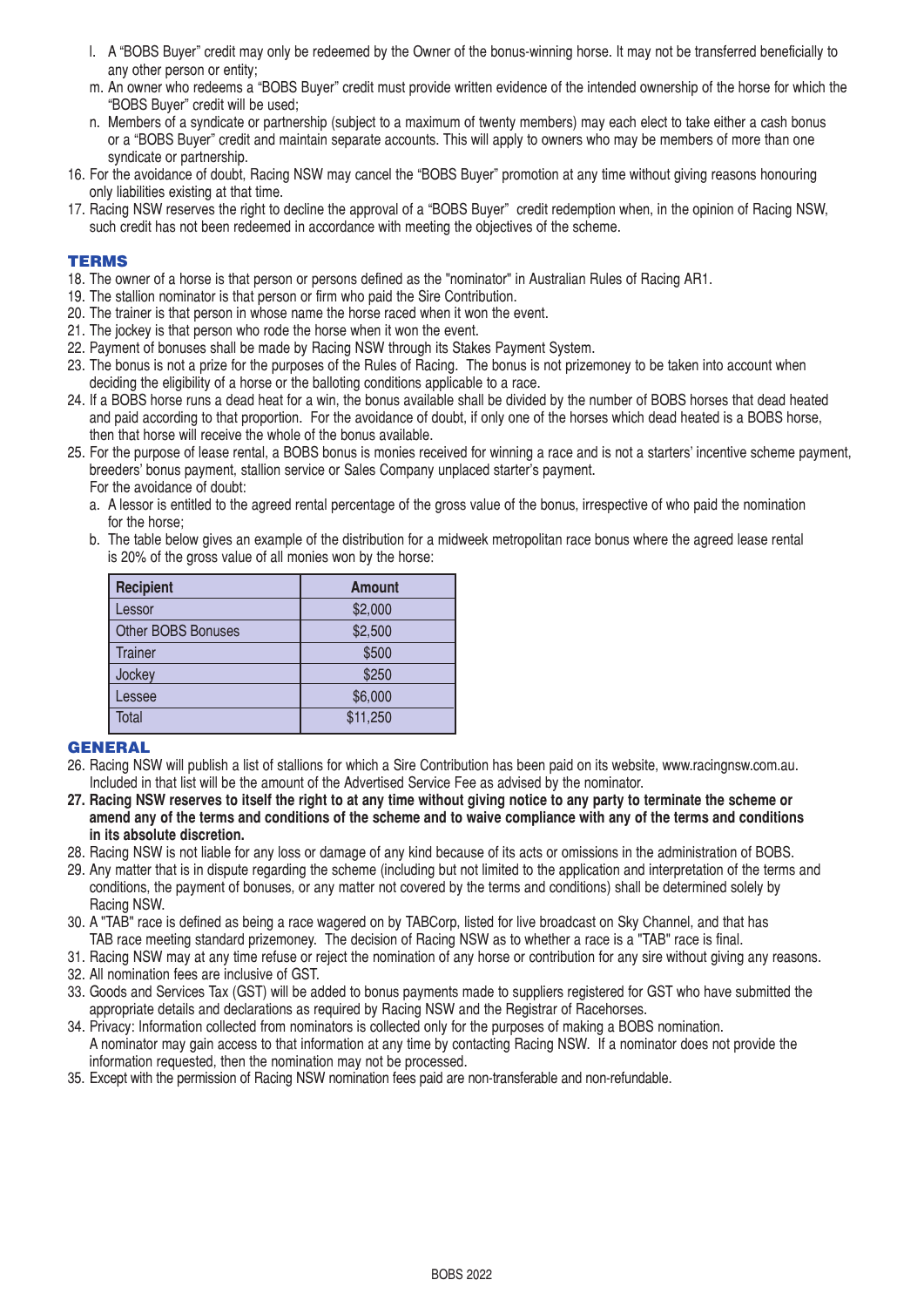l. A "BOBS Buyer" credit may only be redeemed by the Owner of the bonus-winning horse. It may not be transferred beneficially to any other person or entity;

m. An owner who redeems a "BOBS Buyer" credit must provide written evidence of the intended ownership of the horse for which the "BOBS Buyer" credit will be used;

n. Members of a syndicate or partnership (subject to a maximum of twenty members) may each elect to take either a cash bonus or a "BOBS Buyer" credit and maintain separate accounts. This will apply to owners who may be members of more than one syndicate or partnership.

16. For the avoidance of doubt, Racing NSW may cancel the "BOBS Buyer" promotion at any time without giving reasons honouring only liabilities existing at that time.
17. Racing NSW reserves the right to decline the approval of a "BOBS Buyer" credit redemption when, in the opinion of Racing NSW, such credit has not been redeemed in accordance with meeting the objectives of the scheme.

## TERMS

18. The owner of a horse is that person or persons defined as the "nominator" in Australian Rules of Racing AR1.
19. The stallion nominator is that person or firm who paid the Sire Contribution.
20. The trainer is that person in whose name the horse raced when it won the event.
21. The jockey is that person who rode the horse when it won the event.
22. Payment of bonuses shall be made by Racing NSW through its Stakes Payment System.
23. The bonus is not a prize for the purposes of the Rules of Racing. The bonus is not prizemoney to be taken into account when deciding the eligibility of a horse or the balloting conditions applicable to a race.
24. If a BOBS horse runs a dead heat for a win, the bonus available shall be divided by the number of BOBS horses that dead heated and paid according to that proportion. For the avoidance of doubt, if only one of the horses which dead heated is a BOBS horse, then that horse will receive the whole of the bonus available.
25. For the purpose of lease rental, a BOBS bonus is monies received for winning a race and is not a starters' incentive scheme payment, breeders' bonus payment, stallion service or Sales Company unplaced starter's payment.
    For the avoidance of doubt:
    a. A lessor is entitled to the agreed rental percentage of the gross value of the bonus, irrespective of who paid the nomination for the horse;
    b. The table below gives an example of the distribution for a midweek metropolitan race bonus where the agreed lease rental is 20% of the gross value of all monies won by the horse:

| Recipient | Amount |
|---|---|
| Lessor | $2,000 |
| Other BOBS Bonuses | $2,500 |
| Trainer | $500 |
| Jockey | $250 |
| Lessee | $6,000 |
| Total | $11,250 |

## GENERAL

26. Racing NSW will publish a list of stallions for which a Sire Contribution has been paid on its website, www.racingnsw.com.au. Included in that list will be the amount of the Advertised Service Fee as advised by the nominator.
27. **Racing NSW reserves to itself the right to at any time without giving notice to any party to terminate the scheme or amend any of the terms and conditions of the scheme and to waive compliance with any of the terms and conditions in its absolute discretion.**
28. Racing NSW is not liable for any loss or damage of any kind because of its acts or omissions in the administration of BOBS.
29. Any matter that is in dispute regarding the scheme (including but not limited to the application and interpretation of the terms and conditions, the payment of bonuses, or any matter not covered by the terms and conditions) shall be determined solely by Racing NSW.
30. A "TAB" race is defined as being a race wagered on by TABCorp, listed for live broadcast on Sky Channel, and that has TAB race meeting standard prizemoney. The decision of Racing NSW as to whether a race is a "TAB" race is final.
31. Racing NSW may at any time refuse or reject the nomination of any horse or contribution for any sire without giving any reasons.
32. All nomination fees are inclusive of GST.
33. Goods and Services Tax (GST) will be added to bonus payments made to suppliers registered for GST who have submitted the appropriate details and declarations as required by Racing NSW and the Registrar of Racehorses.
34. Privacy: Information collected from nominators is collected only for the purposes of making a BOBS nomination.
    A nominator may gain access to that information at any time by contacting Racing NSW. If a nominator does not provide the information requested, then the nomination may not be processed.
35. Except with the permission of Racing NSW nomination fees paid are non-transferable and non-refundable.